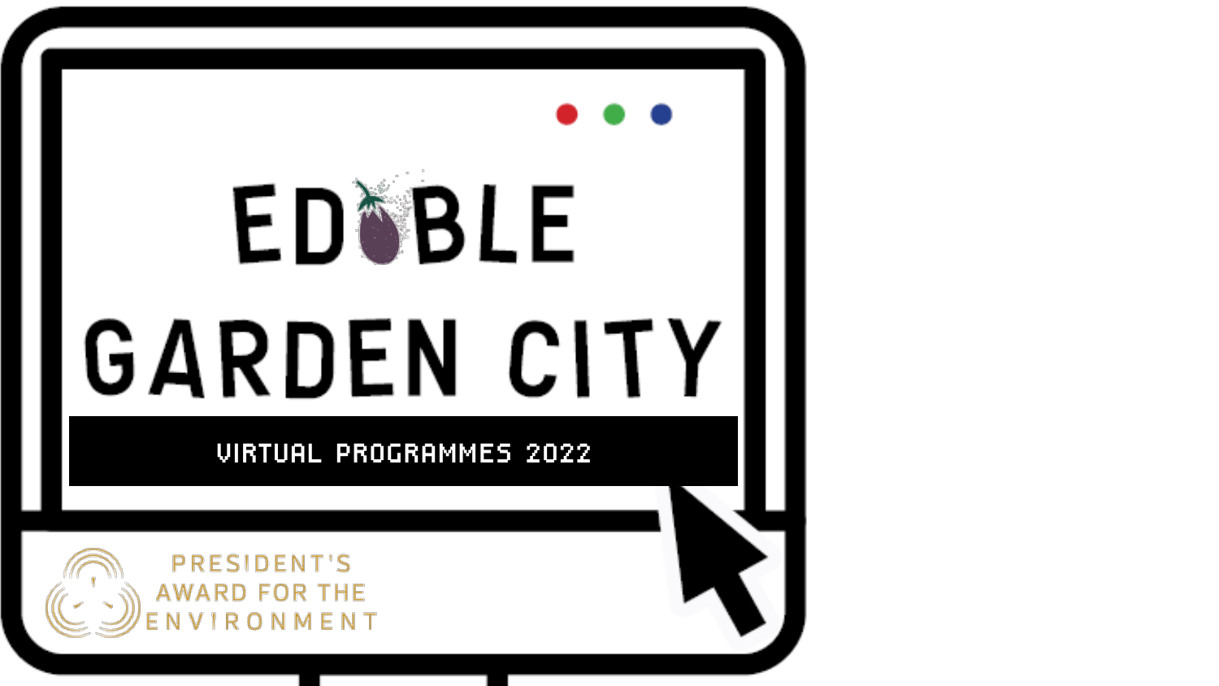# EDIBLE GARDEN CITY

VIRTUAL PROGRAMMES 2022

PRESIDENT'S AWARD FOR THE ENVIRONMENT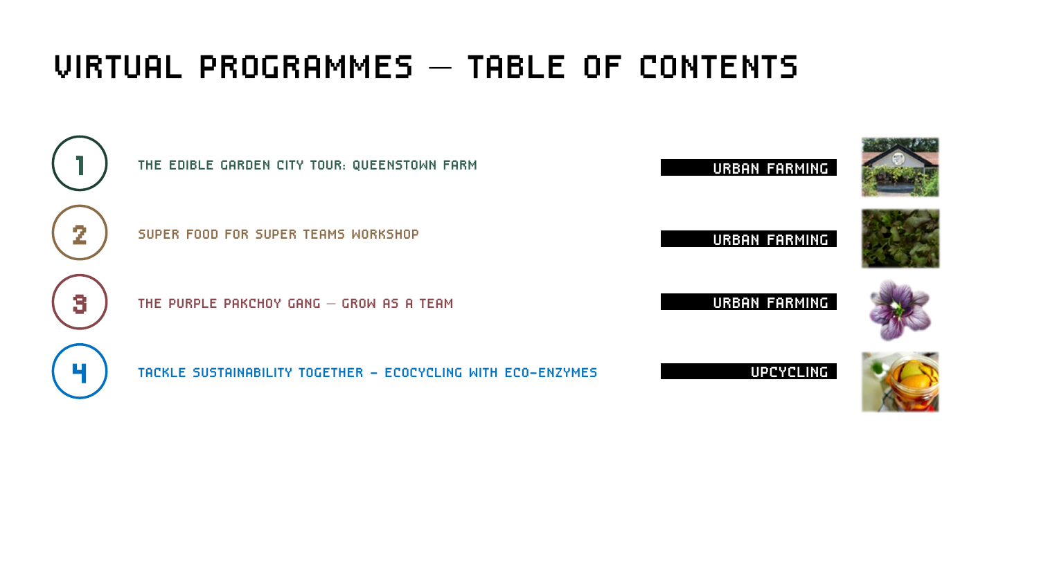# VIRTUAL PROGRAMMES – TABLE OF CONTENTS

| # | Programme | Category |
|---|---|---|
| 1 | THE EDIBLE GARDEN CITY TOUR: QUEENSTOWN FARM | URBAN FARMING |
| 2 | SUPER FOOD FOR SUPER TEAMS WORKSHOP | URBAN FARMING |
| 3 | THE PURPLE PAKCHOY GANG – GROW AS A TEAM | URBAN FARMING |
| 4 | TACKLE SUSTAINABILITY TOGETHER - ECOCYCLING WITH ECO-ENZYMES | UPCYCLING |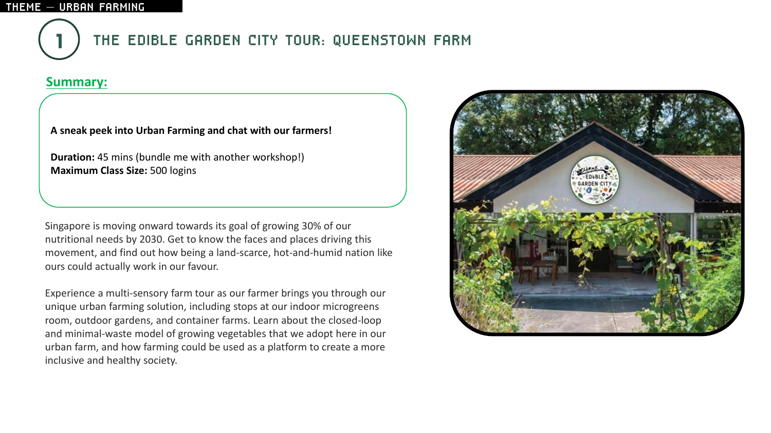THEME — URBAN FARMING

# 1 THE EDIBLE GARDEN CITY TOUR: QUEENSTOWN FARM

## Summary:

**A sneak peek into Urban Farming and chat with our farmers!**

**Duration:** 45 mins (bundle me with another workshop!)
**Maximum Class Size:** 500 logins

Singapore is moving onward towards its goal of growing 30% of our nutritional needs by 2030. Get to know the faces and places driving this movement, and find out how being a land-scarce, hot-and-humid nation like ours could actually work in our favour.

Experience a multi-sensory farm tour as our farmer brings you through our unique urban farming solution, including stops at our indoor microgreens room, outdoor gardens, and container farms. Learn about the closed-loop and minimal-waste model of growing vegetables that we adopt here in our urban farm, and how farming could be used as a platform to create a more inclusive and healthy society.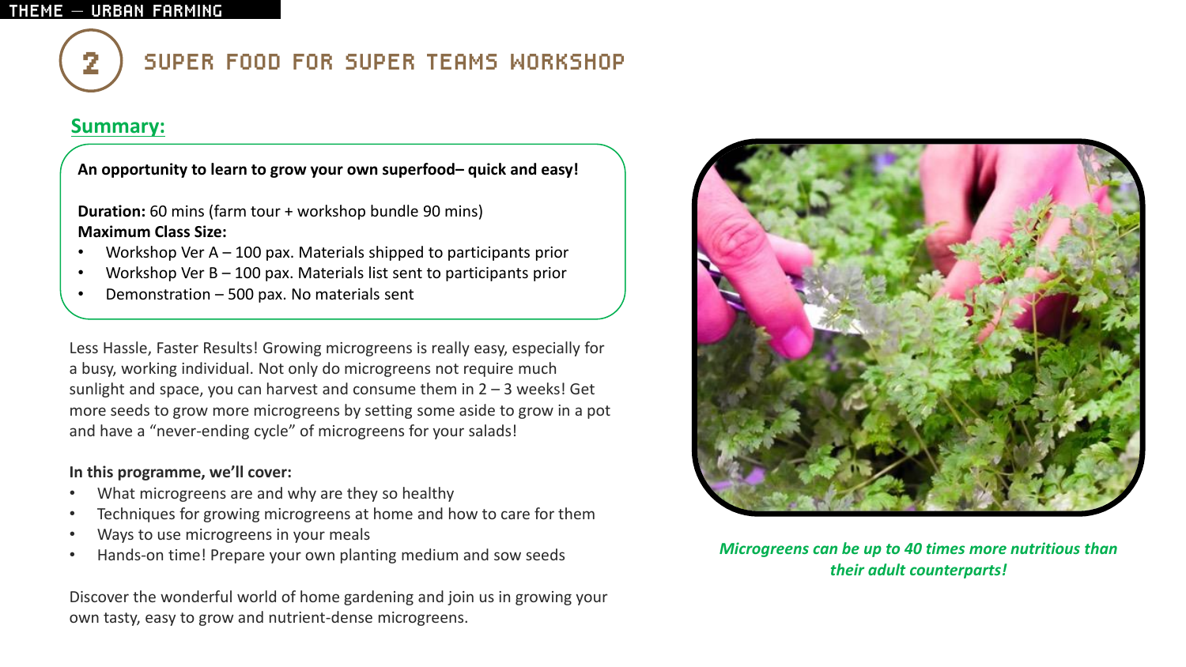THEME — URBAN FARMING

# 2 SUPER FOOD FOR SUPER TEAMS WORKSHOP

## Summary:

**An opportunity to learn to grow your own superfood– quick and easy!**

**Duration:** 60 mins (farm tour + workshop bundle 90 mins)
**Maximum Class Size:**

- Workshop Ver A – 100 pax. Materials shipped to participants prior
- Workshop Ver B – 100 pax. Materials list sent to participants prior
- Demonstration – 500 pax. No materials sent

Less Hassle, Faster Results! Growing microgreens is really easy, especially for a busy, working individual. Not only do microgreens not require much sunlight and space, you can harvest and consume them in 2 – 3 weeks! Get more seeds to grow more microgreens by setting some aside to grow in a pot and have a "never-ending cycle" of microgreens for your salads!

**In this programme, we'll cover:**

- What microgreens are and why are they so healthy
- Techniques for growing microgreens at home and how to care for them
- Ways to use microgreens in your meals
- Hands-on time! Prepare your own planting medium and sow seeds

Discover the wonderful world of home gardening and join us in growing your own tasty, easy to grow and nutrient-dense microgreens.

*Microgreens can be up to 40 times more nutritious than their adult counterparts!*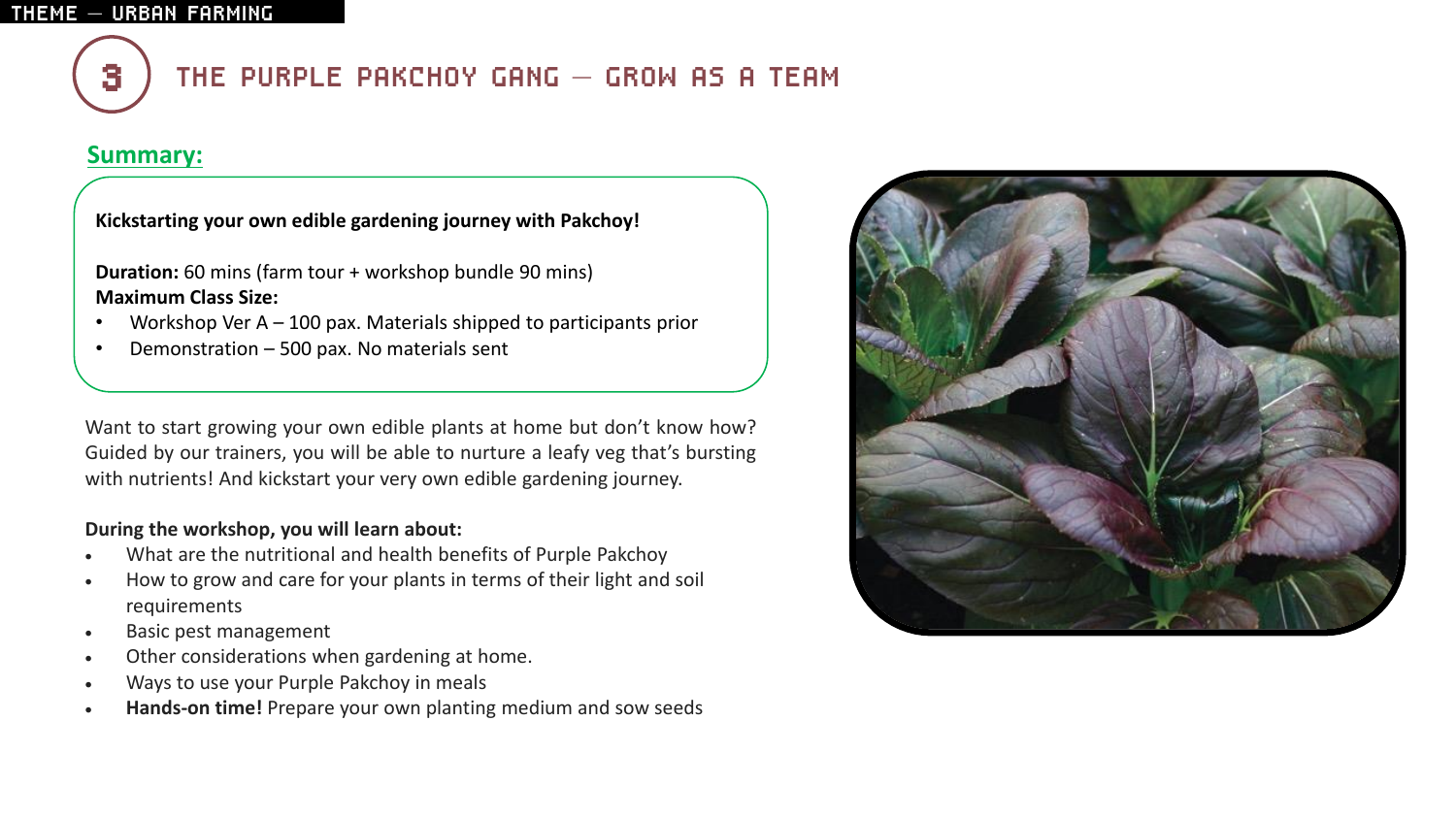THEME — URBAN FARMING

# 3 THE PURPLE PAKCHOY GANG — GROW AS A TEAM

## Summary:

**Kickstarting your own edible gardening journey with Pakchoy!**

**Duration:** 60 mins (farm tour + workshop bundle 90 mins)
**Maximum Class Size:**

- Workshop Ver A – 100 pax. Materials shipped to participants prior
- Demonstration – 500 pax. No materials sent

Want to start growing your own edible plants at home but don't know how? Guided by our trainers, you will be able to nurture a leafy veg that's bursting with nutrients! And kickstart your very own edible gardening journey.

**During the workshop, you will learn about:**

- What are the nutritional and health benefits of Purple Pakchoy
- How to grow and care for your plants in terms of their light and soil requirements
- Basic pest management
- Other considerations when gardening at home.
- Ways to use your Purple Pakchoy in meals
- **Hands-on time!** Prepare your own planting medium and sow seeds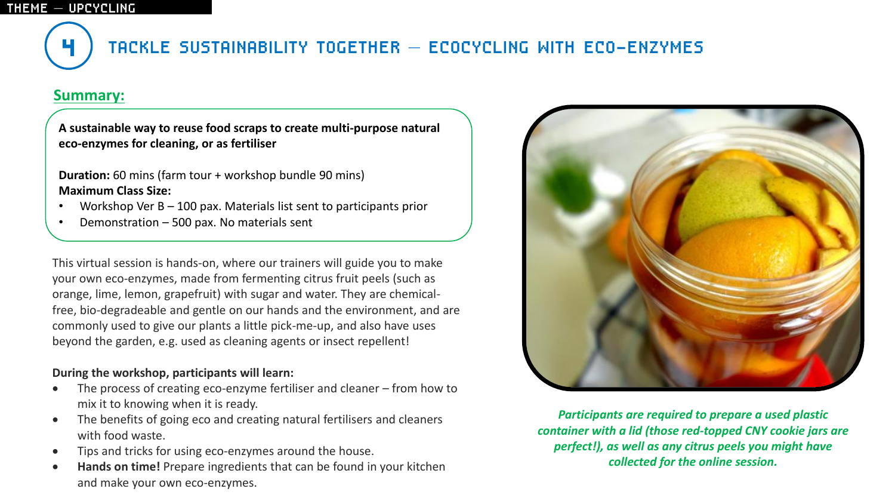THEME — UPCYCLING

# 4 TACKLE SUSTAINABILITY TOGETHER — ECOCYCLING WITH ECO-ENZYMES

## Summary:

**A sustainable way to reuse food scraps to create multi-purpose natural eco-enzymes for cleaning, or as fertiliser**

**Duration:** 60 mins (farm tour + workshop bundle 90 mins)
**Maximum Class Size:**

- Workshop Ver B – 100 pax. Materials list sent to participants prior
- Demonstration – 500 pax. No materials sent

This virtual session is hands-on, where our trainers will guide you to make your own eco-enzymes, made from fermenting citrus fruit peels (such as orange, lime, lemon, grapefruit) with sugar and water. They are chemical-free, bio-degradeable and gentle on our hands and the environment, and are commonly used to give our plants a little pick-me-up, and also have uses beyond the garden, e.g. used as cleaning agents or insect repellent!

**During the workshop, participants will learn:**

- The process of creating eco-enzyme fertiliser and cleaner – from how to mix it to knowing when it is ready.
- The benefits of going eco and creating natural fertilisers and cleaners with food waste.
- Tips and tricks for using eco-enzymes around the house.
- **Hands on time!** Prepare ingredients that can be found in your kitchen and make your own eco-enzymes.

***Participants are required to prepare a used plastic container with a lid (those red-topped CNY cookie jars are perfect!), as well as any citrus peels you might have collected for the online session.***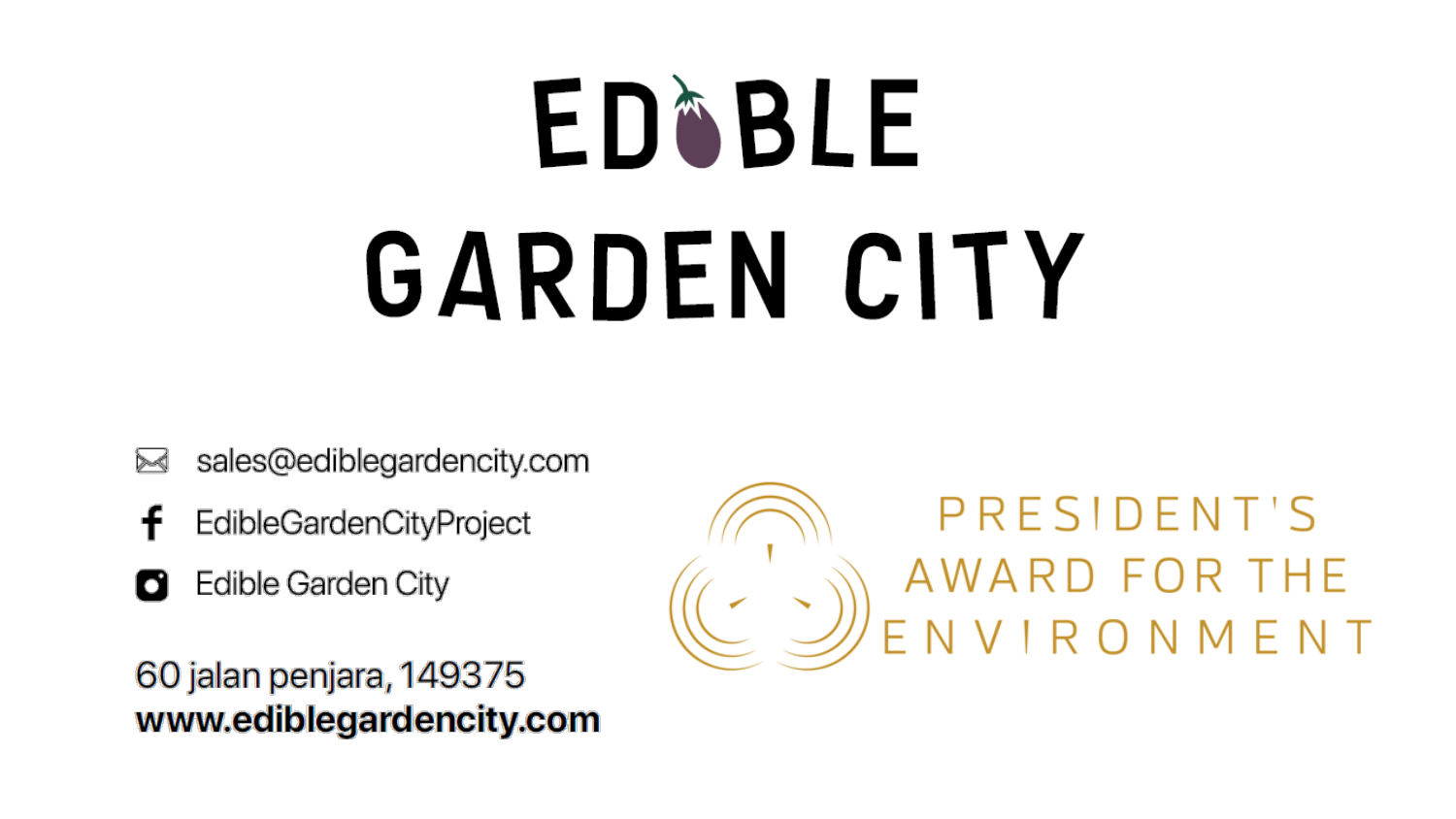# EDIBLE GARDEN CITY

sales@ediblegardencity.com

EdibleGardenCityProject

Edible Garden City

60 jalan penjara, 149375

**www.ediblegardencity.com**

PRESIDENT'S AWARD FOR THE ENVIRONMENT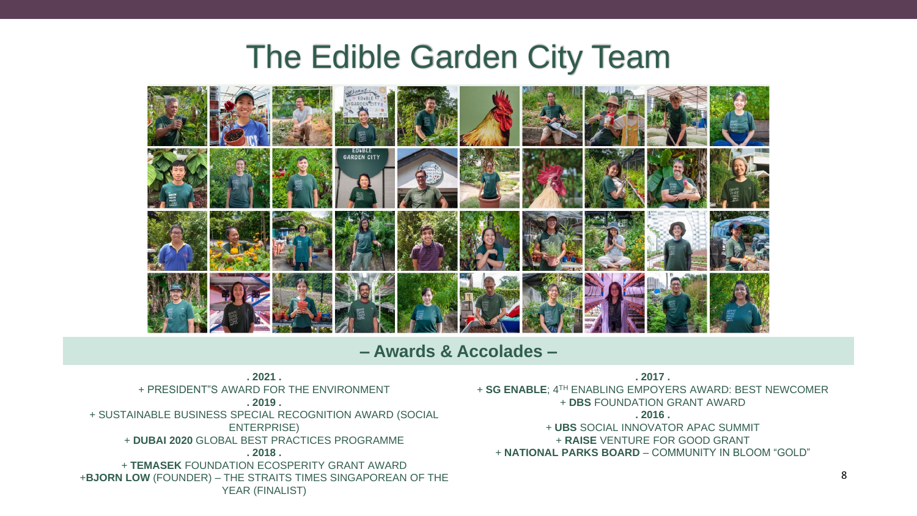# The Edible Garden City Team

## – Awards & Accolades –

**. 2021 .**

+ PRESIDENT"S AWARD FOR THE ENVIRONMENT

**. 2019 .**

+ SUSTAINABLE BUSINESS SPECIAL RECOGNITION AWARD (SOCIAL ENTERPRISE)

+ **DUBAI 2020** GLOBAL BEST PRACTICES PROGRAMME

**. 2018 .**

+ **TEMASEK** FOUNDATION ECOSPERITY GRANT AWARD

+**BJORN LOW** (FOUNDER) – THE STRAITS TIMES SINGAPOREAN OF THE YEAR (FINALIST)

**. 2017 .**

+ **SG ENABLE**; 4TH ENABLING EMPOYERS AWARD: BEST NEWCOMER

+ **DBS** FOUNDATION GRANT AWARD

**. 2016 .**

+ **UBS** SOCIAL INNOVATOR APAC SUMMIT

+ **RAISE** VENTURE FOR GOOD GRANT

+ **NATIONAL PARKS BOARD** – COMMUNITY IN BLOOM "GOLD"